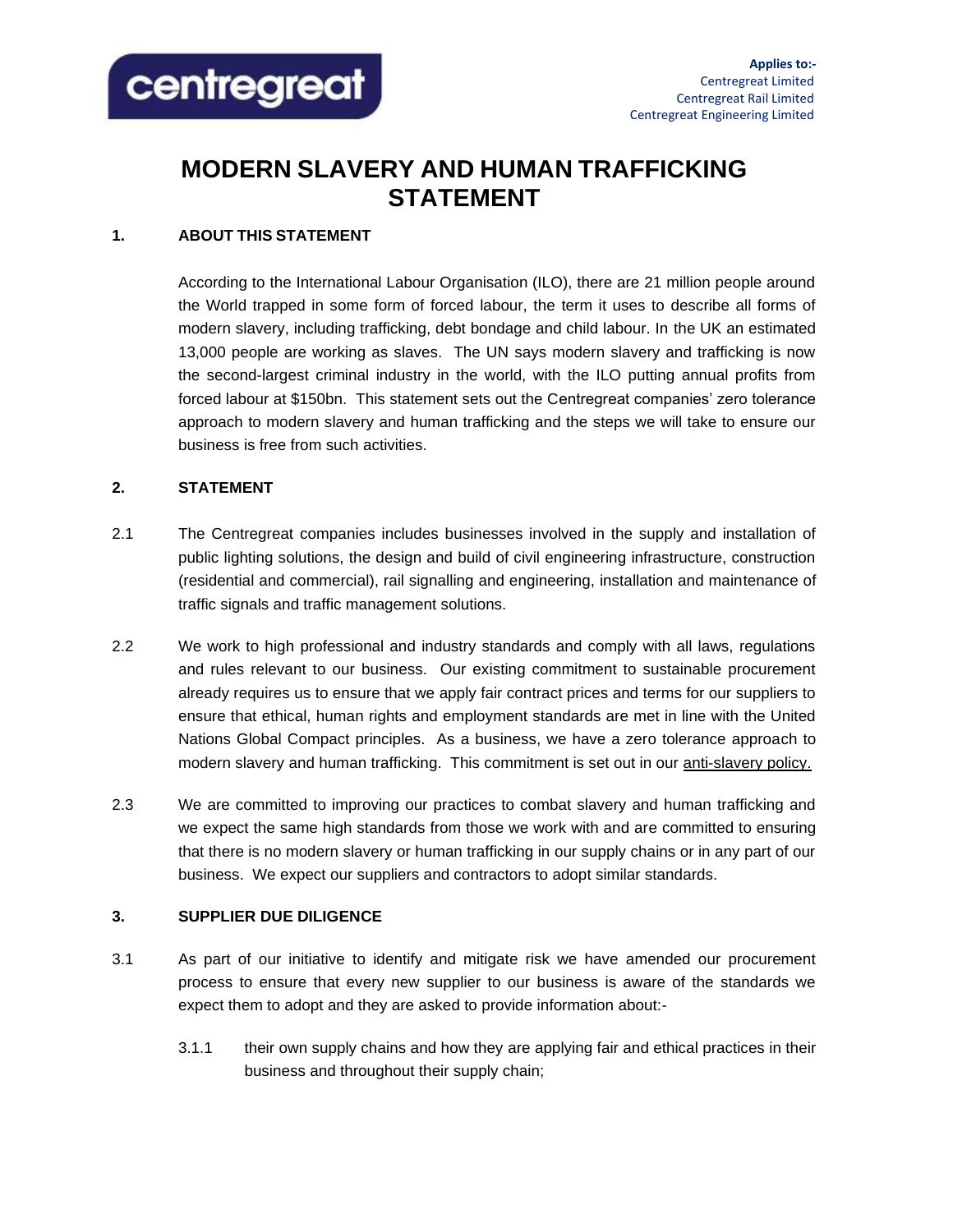**Applies to:-**
Centregreat Limited
Centregreat Rail Limited
Centregreat Engineering Limited

# MODERN SLAVERY AND HUMAN TRAFFICKING STATEMENT

## 1. ABOUT THIS STATEMENT

According to the International Labour Organisation (ILO), there are 21 million people around the World trapped in some form of forced labour, the term it uses to describe all forms of modern slavery, including trafficking, debt bondage and child labour. In the UK an estimated 13,000 people are working as slaves. The UN says modern slavery and trafficking is now the second-largest criminal industry in the world, with the ILO putting annual profits from forced labour at $150bn. This statement sets out the Centregreat companies' zero tolerance approach to modern slavery and human trafficking and the steps we will take to ensure our business is free from such activities.

## 2. STATEMENT

2.1 The Centregreat companies includes businesses involved in the supply and installation of public lighting solutions, the design and build of civil engineering infrastructure, construction (residential and commercial), rail signalling and engineering, installation and maintenance of traffic signals and traffic management solutions.

2.2 We work to high professional and industry standards and comply with all laws, regulations and rules relevant to our business. Our existing commitment to sustainable procurement already requires us to ensure that we apply fair contract prices and terms for our suppliers to ensure that ethical, human rights and employment standards are met in line with the United Nations Global Compact principles. As a business, we have a zero tolerance approach to modern slavery and human trafficking. This commitment is set out in our anti-slavery policy.

2.3 We are committed to improving our practices to combat slavery and human trafficking and we expect the same high standards from those we work with and are committed to ensuring that there is no modern slavery or human trafficking in our supply chains or in any part of our business. We expect our suppliers and contractors to adopt similar standards.

## 3. SUPPLIER DUE DILIGENCE

3.1 As part of our initiative to identify and mitigate risk we have amended our procurement process to ensure that every new supplier to our business is aware of the standards we expect them to adopt and they are asked to provide information about:-

3.1.1 their own supply chains and how they are applying fair and ethical practices in their business and throughout their supply chain;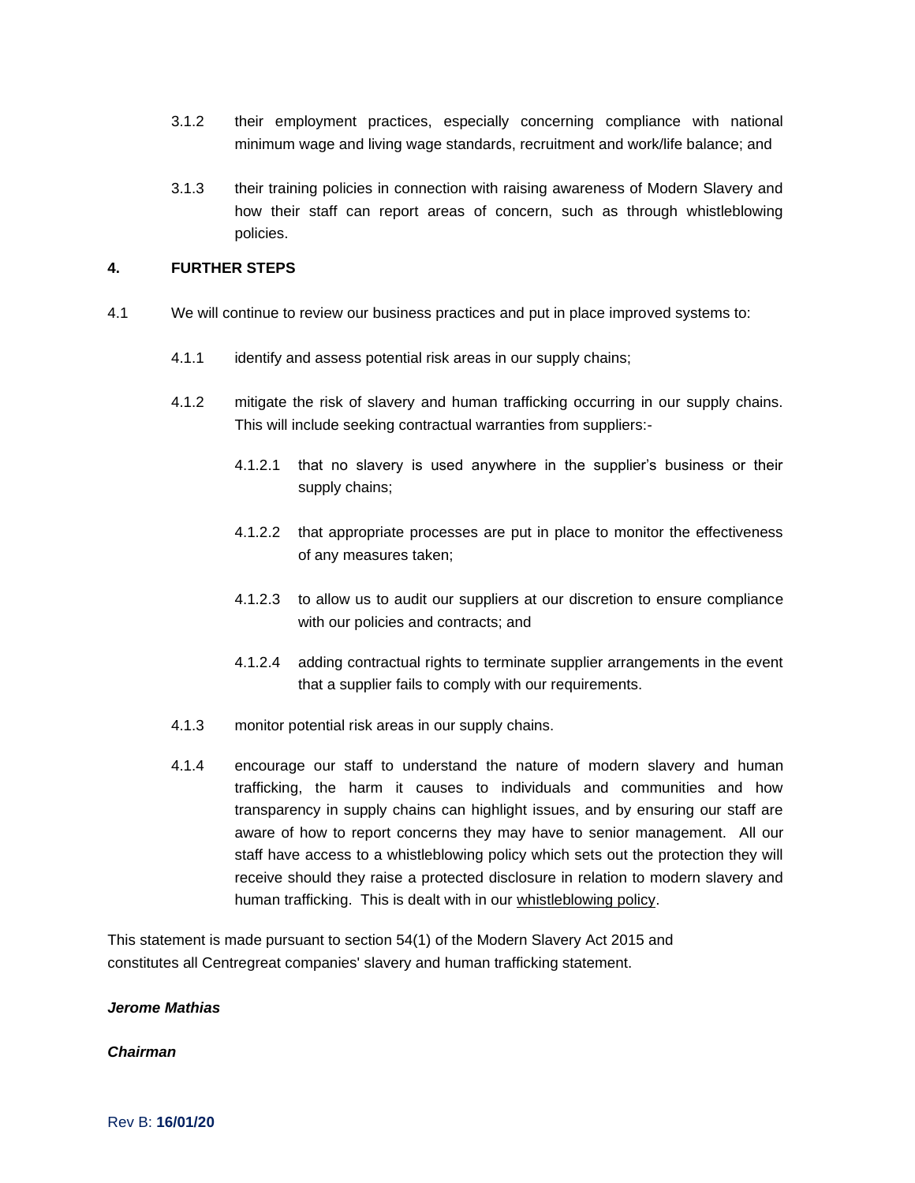3.1.2 their employment practices, especially concerning compliance with national minimum wage and living wage standards, recruitment and work/life balance; and

3.1.3 their training policies in connection with raising awareness of Modern Slavery and how their staff can report areas of concern, such as through whistleblowing policies.

## 4. FURTHER STEPS

4.1 We will continue to review our business practices and put in place improved systems to:

4.1.1 identify and assess potential risk areas in our supply chains;

4.1.2 mitigate the risk of slavery and human trafficking occurring in our supply chains. This will include seeking contractual warranties from suppliers:-

4.1.2.1 that no slavery is used anywhere in the supplier's business or their supply chains;

4.1.2.2 that appropriate processes are put in place to monitor the effectiveness of any measures taken;

4.1.2.3 to allow us to audit our suppliers at our discretion to ensure compliance with our policies and contracts; and

4.1.2.4 adding contractual rights to terminate supplier arrangements in the event that a supplier fails to comply with our requirements.

4.1.3 monitor potential risk areas in our supply chains.

4.1.4 encourage our staff to understand the nature of modern slavery and human trafficking, the harm it causes to individuals and communities and how transparency in supply chains can highlight issues, and by ensuring our staff are aware of how to report concerns they may have to senior management. All our staff have access to a whistleblowing policy which sets out the protection they will receive should they raise a protected disclosure in relation to modern slavery and human trafficking. This is dealt with in our whistleblowing policy.

This statement is made pursuant to section 54(1) of the Modern Slavery Act 2015 and constitutes all Centregreat companies' slavery and human trafficking statement.

***Jerome Mathias***

***Chairman***

Rev B: **16/01/20**